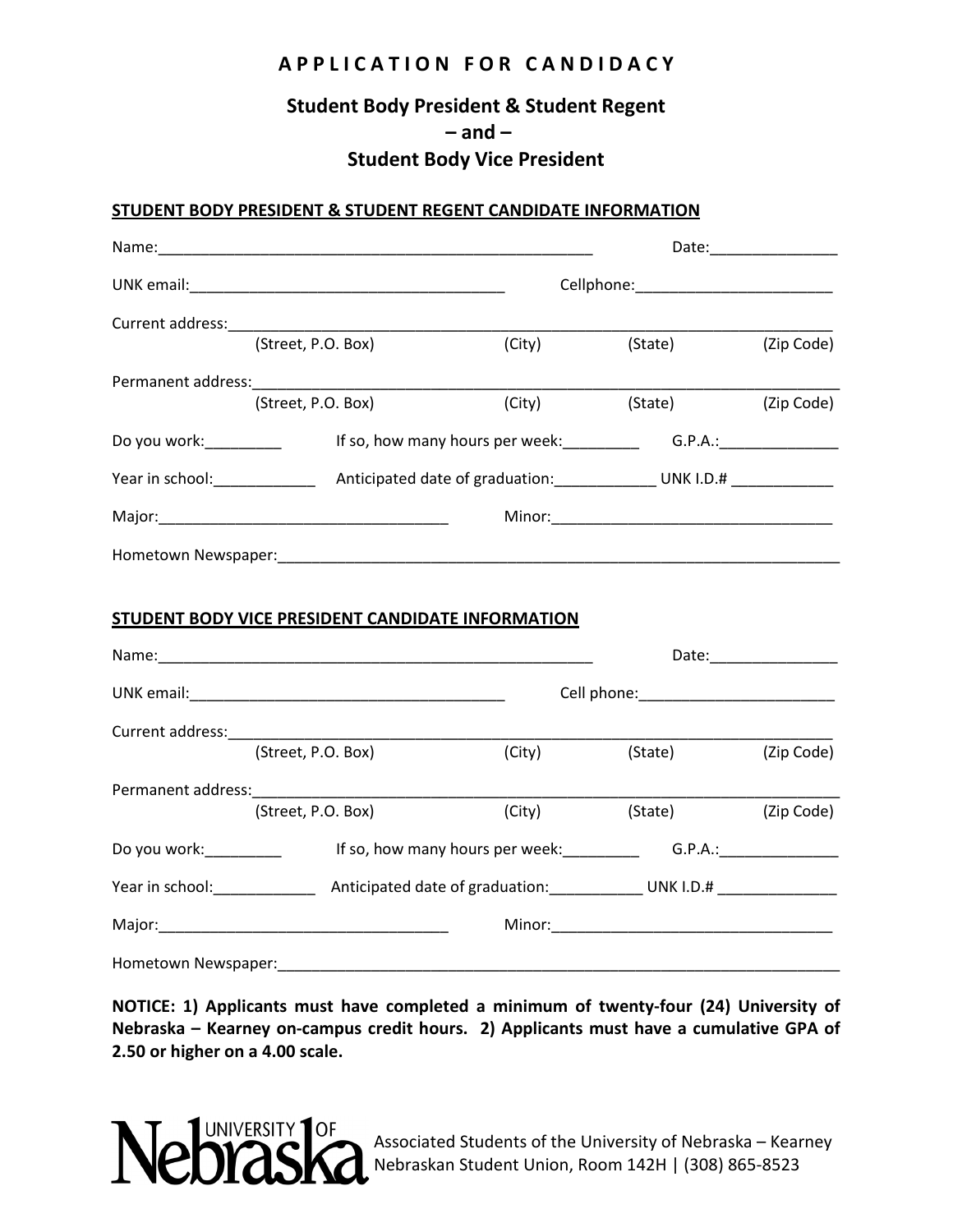# APPLICATION FOR CANDIDACY

## Student Body President & Student Regent
## – and –
## Student Body Vice President

**STUDENT BODY PRESIDENT & STUDENT REGENT CANDIDATE INFORMATION**

Name:_____________________________________________________ Date:_______________

UNK email:_____________________________________ Cellphone:_______________________

Current address:___________________________________________________________________
(Street, P.O. Box) (City) (State) (Zip Code)

Permanent address:_________________________________________________________________
(Street, P.O. Box) (City) (State) (Zip Code)

Do you work:_________ If so, how many hours per week:_________ G.P.A.:______________

Year in school:____________ Anticipated date of graduation:____________ UNK I.D.# ____________

Major:__________________________________ Minor:_________________________________

Hometown Newspaper:______________________________________________________________

**STUDENT BODY VICE PRESIDENT CANDIDATE INFORMATION**

Name:_____________________________________________________ Date:_______________

UNK email:_____________________________________ Cell phone:_______________________

Current address:___________________________________________________________________
(Street, P.O. Box) (City) (State) (Zip Code)

Permanent address:_________________________________________________________________
(Street, P.O. Box) (City) (State) (Zip Code)

Do you work:_________ If so, how many hours per week:_________ G.P.A.:______________

Year in school:____________ Anticipated date of graduation:___________ UNK I.D.# ______________

Major:__________________________________ Minor:_________________________________

Hometown Newspaper:______________________________________________________________

**NOTICE: 1) Applicants must have completed a minimum of twenty-four (24) University of Nebraska – Kearney on-campus credit hours. 2) Applicants must have a cumulative GPA of 2.50 or higher on a 4.00 scale.**

University of Nebraska

Associated Students of the University of Nebraska – Kearney
Nebraskan Student Union, Room 142H | (308) 865-8523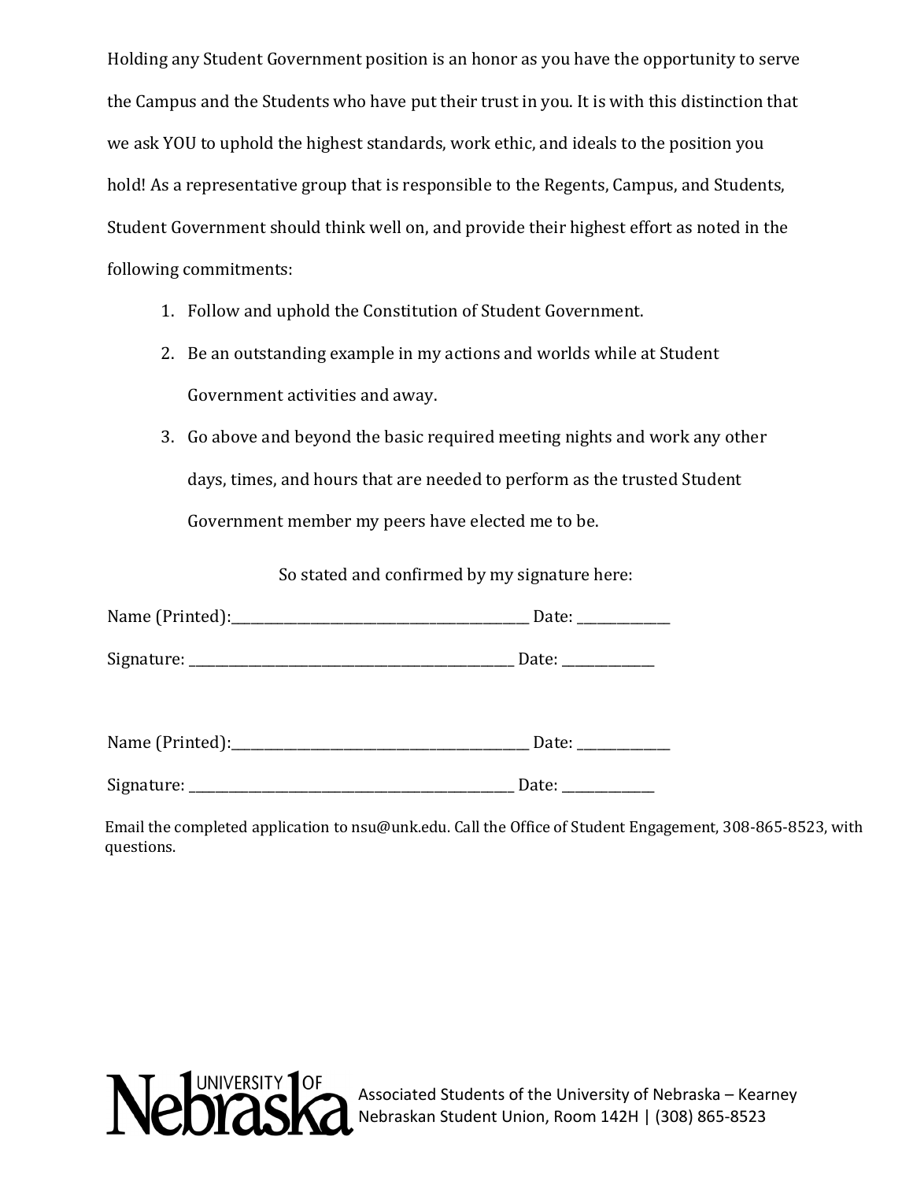Holding any Student Government position is an honor as you have the opportunity to serve the Campus and the Students who have put their trust in you. It is with this distinction that we ask YOU to uphold the highest standards, work ethic, and ideals to the position you hold! As a representative group that is responsible to the Regents, Campus, and Students, Student Government should think well on, and provide their highest effort as noted in the following commitments:

1. Follow and uphold the Constitution of Student Government.
2. Be an outstanding example in my actions and worlds while at Student Government activities and away.
3. Go above and beyond the basic required meeting nights and work any other days, times, and hours that are needed to perform as the trusted Student Government member my peers have elected me to be.

So stated and confirmed by my signature here:

Name (Printed):_____________________________________________ Date: ______________

Signature: ________________________________________________ Date: ______________

Name (Printed):_____________________________________________ Date: ______________

Signature: ________________________________________________ Date: ______________

Email the completed application to nsu@unk.edu. Call the Office of Student Engagement, 308-865-8523, with questions.

University of Nebraska

Associated Students of the University of Nebraska – Kearney
Nebraskan Student Union, Room 142H | (308) 865-8523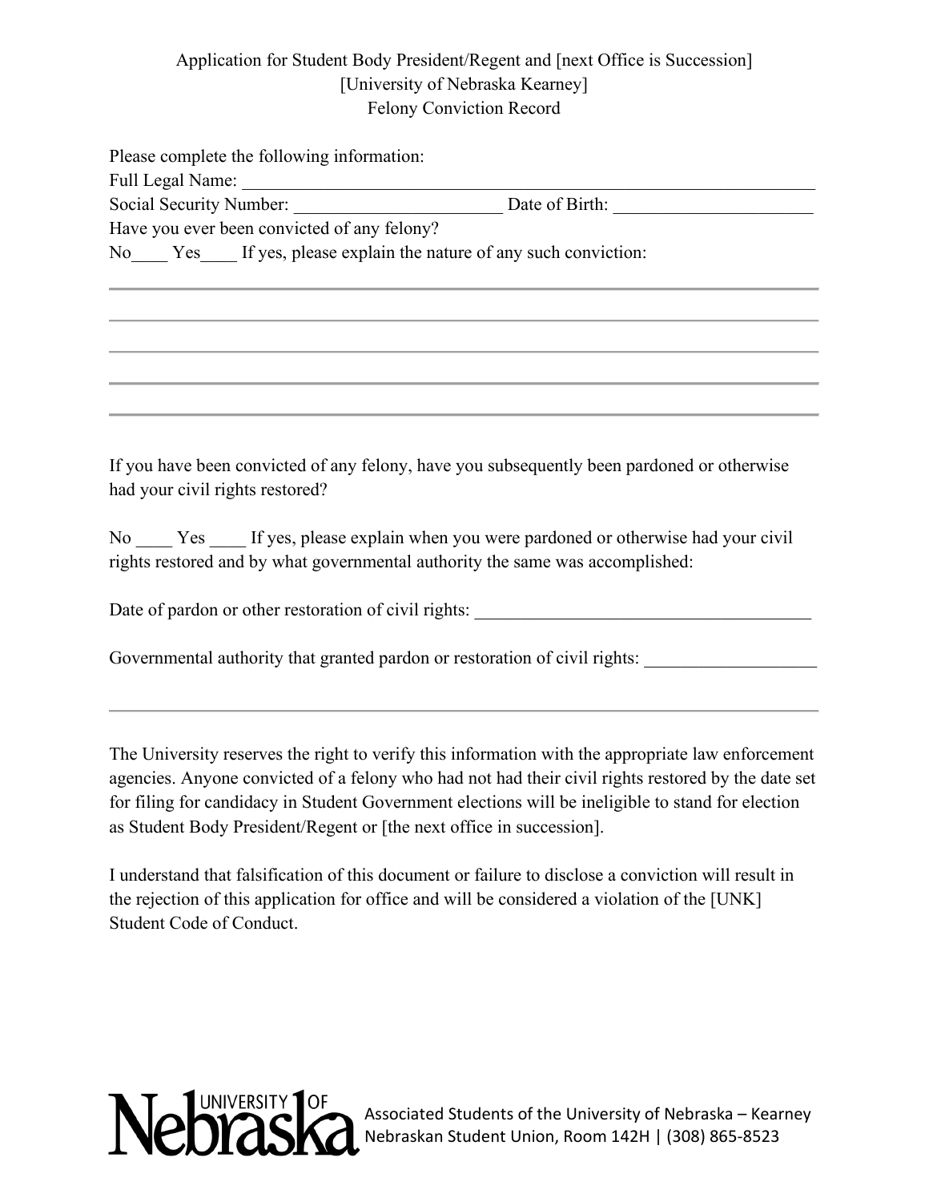Application for Student Body President/Regent and [next Office is Succession]
[University of Nebraska Kearney]
Felony Conviction Record

Please complete the following information:

Full Legal Name: ______________________________________________________________

Social Security Number: ______________________ Date of Birth: _____________________

Have you ever been convicted of any felony?

No____ Yes____ If yes, please explain the nature of any such conviction:

______________________________________________________________________________

______________________________________________________________________________

______________________________________________________________________________

______________________________________________________________________________

______________________________________________________________________________

If you have been convicted of any felony, have you subsequently been pardoned or otherwise had your civil rights restored?

No ____ Yes ____ If yes, please explain when you were pardoned or otherwise had your civil rights restored and by what governmental authority the same was accomplished:

Date of pardon or other restoration of civil rights: ____________________________________

Governmental authority that granted pardon or restoration of civil rights: __________________

______________________________________________________________________________

The University reserves the right to verify this information with the appropriate law enforcement agencies. Anyone convicted of a felony who had not had their civil rights restored by the date set for filing for candidacy in Student Government elections will be ineligible to stand for election as Student Body President/Regent or [the next office in succession].

I understand that falsification of this document or failure to disclose a conviction will result in the rejection of this application for office and will be considered a violation of the [UNK] Student Code of Conduct.

University of Nebraska

Associated Students of the University of Nebraska – Kearney
Nebraskan Student Union, Room 142H | (308) 865-8523